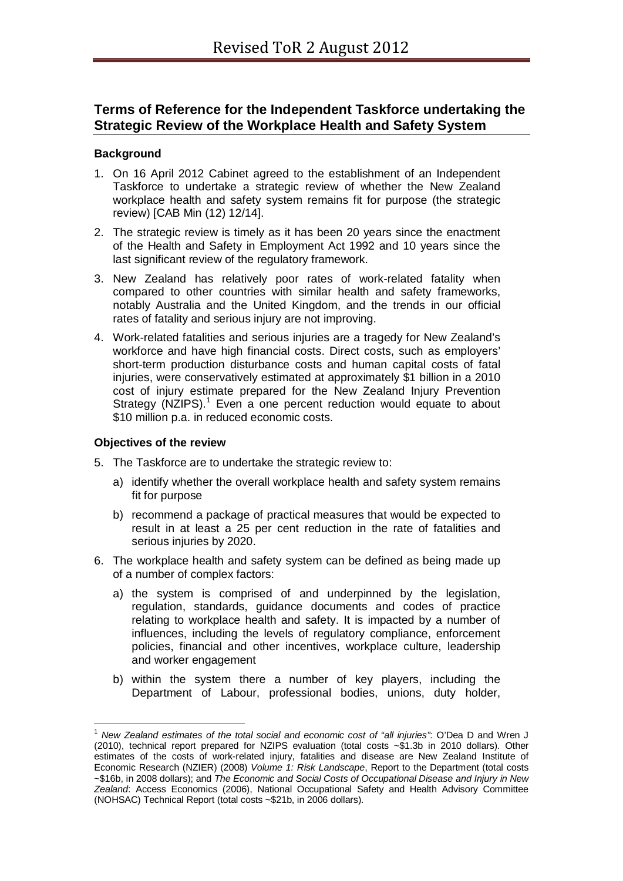# Revised ToR 2 August 2012

## Terms of Reference for the Independent Taskforce undertaking the Strategic Review of the Workplace Health and Safety System

### Background

1. On 16 April 2012 Cabinet agreed to the establishment of an Independent Taskforce to undertake a strategic review of whether the New Zealand workplace health and safety system remains fit for purpose (the strategic review) [CAB Min (12) 12/14].
2. The strategic review is timely as it has been 20 years since the enactment of the Health and Safety in Employment Act 1992 and 10 years since the last significant review of the regulatory framework.
3. New Zealand has relatively poor rates of work-related fatality when compared to other countries with similar health and safety frameworks, notably Australia and the United Kingdom, and the trends in our official rates of fatality and serious injury are not improving.
4. Work-related fatalities and serious injuries are a tragedy for New Zealand's workforce and have high financial costs. Direct costs, such as employers' short-term production disturbance costs and human capital costs of fatal injuries, were conservatively estimated at approximately $1 billion in a 2010 cost of injury estimate prepared for the New Zealand Injury Prevention Strategy (NZIPS).[1] Even a one percent reduction would equate to about $10 million p.a. in reduced economic costs.

### Objectives of the review

5. The Taskforce are to undertake the strategic review to:
   a) identify whether the overall workplace health and safety system remains fit for purpose
   b) recommend a package of practical measures that would be expected to result in at least a 25 per cent reduction in the rate of fatalities and serious injuries by 2020.
6. The workplace health and safety system can be defined as being made up of a number of complex factors:
   a) the system is comprised of and underpinned by the legislation, regulation, standards, guidance documents and codes of practice relating to workplace health and safety. It is impacted by a number of influences, including the levels of regulatory compliance, enforcement policies, financial and other incentives, workplace culture, leadership and worker engagement
   b) within the system there a number of key players, including the Department of Labour, professional bodies, unions, duty holder,

---

[1] *New Zealand estimates of the total social and economic cost of "all injuries"*: O'Dea D and Wren J (2010), technical report prepared for NZIPS evaluation (total costs ~$1.3b in 2010 dollars). Other estimates of the costs of work-related injury, fatalities and disease are New Zealand Institute of Economic Research (NZIER) (2008) *Volume 1: Risk Landscape*, Report to the Department (total costs ~$16b, in 2008 dollars); and *The Economic and Social Costs of Occupational Disease and Injury in New Zealand*: Access Economics (2006), National Occupational Safety and Health Advisory Committee (NOHSAC) Technical Report (total costs ~$21b, in 2006 dollars).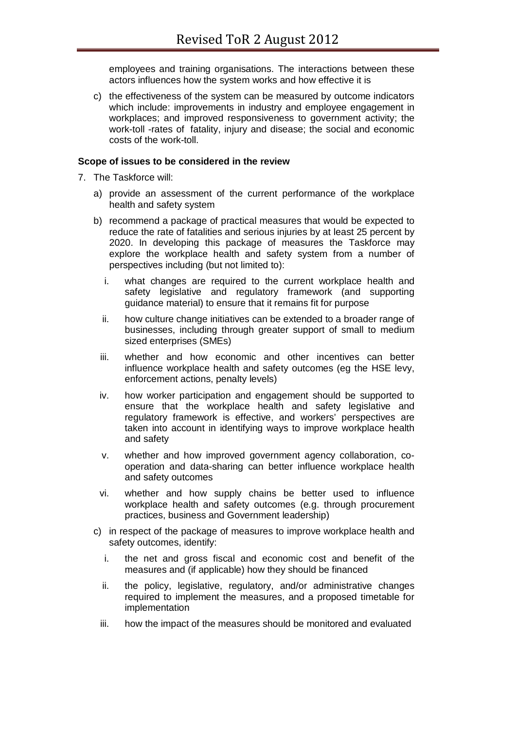employees and training organisations. The interactions between these actors influences how the system works and how effective it is

c) the effectiveness of the system can be measured by outcome indicators which include: improvements in industry and employee engagement in workplaces; and improved responsiveness to government activity; the work-toll -rates of fatality, injury and disease; the social and economic costs of the work-toll.

**Scope of issues to be considered in the review**

7. The Taskforce will:

   a) provide an assessment of the current performance of the workplace health and safety system

   b) recommend a package of practical measures that would be expected to reduce the rate of fatalities and serious injuries by at least 25 percent by 2020. In developing this package of measures the Taskforce may explore the workplace health and safety system from a number of perspectives including (but not limited to):

      i. what changes are required to the current workplace health and safety legislative and regulatory framework (and supporting guidance material) to ensure that it remains fit for purpose

      ii. how culture change initiatives can be extended to a broader range of businesses, including through greater support of small to medium sized enterprises (SMEs)

      iii. whether and how economic and other incentives can better influence workplace health and safety outcomes (eg the HSE levy, enforcement actions, penalty levels)

      iv. how worker participation and engagement should be supported to ensure that the workplace health and safety legislative and regulatory framework is effective, and workers' perspectives are taken into account in identifying ways to improve workplace health and safety

      v. whether and how improved government agency collaboration, co-operation and data-sharing can better influence workplace health and safety outcomes

      vi. whether and how supply chains be better used to influence workplace health and safety outcomes (e.g. through procurement practices, business and Government leadership)

   c) in respect of the package of measures to improve workplace health and safety outcomes, identify:

      i. the net and gross fiscal and economic cost and benefit of the measures and (if applicable) how they should be financed

      ii. the policy, legislative, regulatory, and/or administrative changes required to implement the measures, and a proposed timetable for implementation

      iii. how the impact of the measures should be monitored and evaluated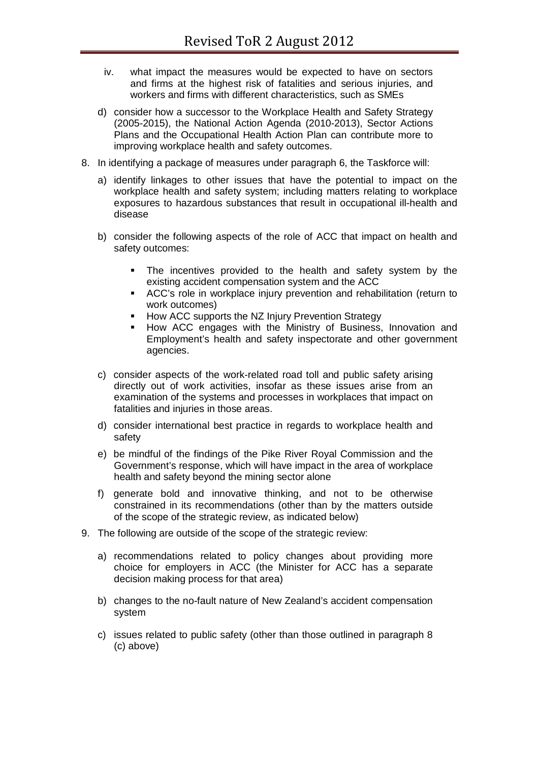iv. what impact the measures would be expected to have on sectors and firms at the highest risk of fatalities and serious injuries, and workers and firms with different characteristics, such as SMEs

d) consider how a successor to the Workplace Health and Safety Strategy (2005-2015), the National Action Agenda (2010-2013), Sector Actions Plans and the Occupational Health Action Plan can contribute more to improving workplace health and safety outcomes.

8. In identifying a package of measures under paragraph 6, the Taskforce will:

   a) identify linkages to other issues that have the potential to impact on the workplace health and safety system; including matters relating to workplace exposures to hazardous substances that result in occupational ill-health and disease

   b) consider the following aspects of the role of ACC that impact on health and safety outcomes:

      - The incentives provided to the health and safety system by the existing accident compensation system and the ACC
      - ACC's role in workplace injury prevention and rehabilitation (return to work outcomes)
      - How ACC supports the NZ Injury Prevention Strategy
      - How ACC engages with the Ministry of Business, Innovation and Employment's health and safety inspectorate and other government agencies.

   c) consider aspects of the work-related road toll and public safety arising directly out of work activities, insofar as these issues arise from an examination of the systems and processes in workplaces that impact on fatalities and injuries in those areas.

   d) consider international best practice in regards to workplace health and safety

   e) be mindful of the findings of the Pike River Royal Commission and the Government's response, which will have impact in the area of workplace health and safety beyond the mining sector alone

   f) generate bold and innovative thinking, and not to be otherwise constrained in its recommendations (other than by the matters outside of the scope of the strategic review, as indicated below)

9. The following are outside of the scope of the strategic review:

   a) recommendations related to policy changes about providing more choice for employers in ACC (the Minister for ACC has a separate decision making process for that area)

   b) changes to the no-fault nature of New Zealand's accident compensation system

   c) issues related to public safety (other than those outlined in paragraph 8 (c) above)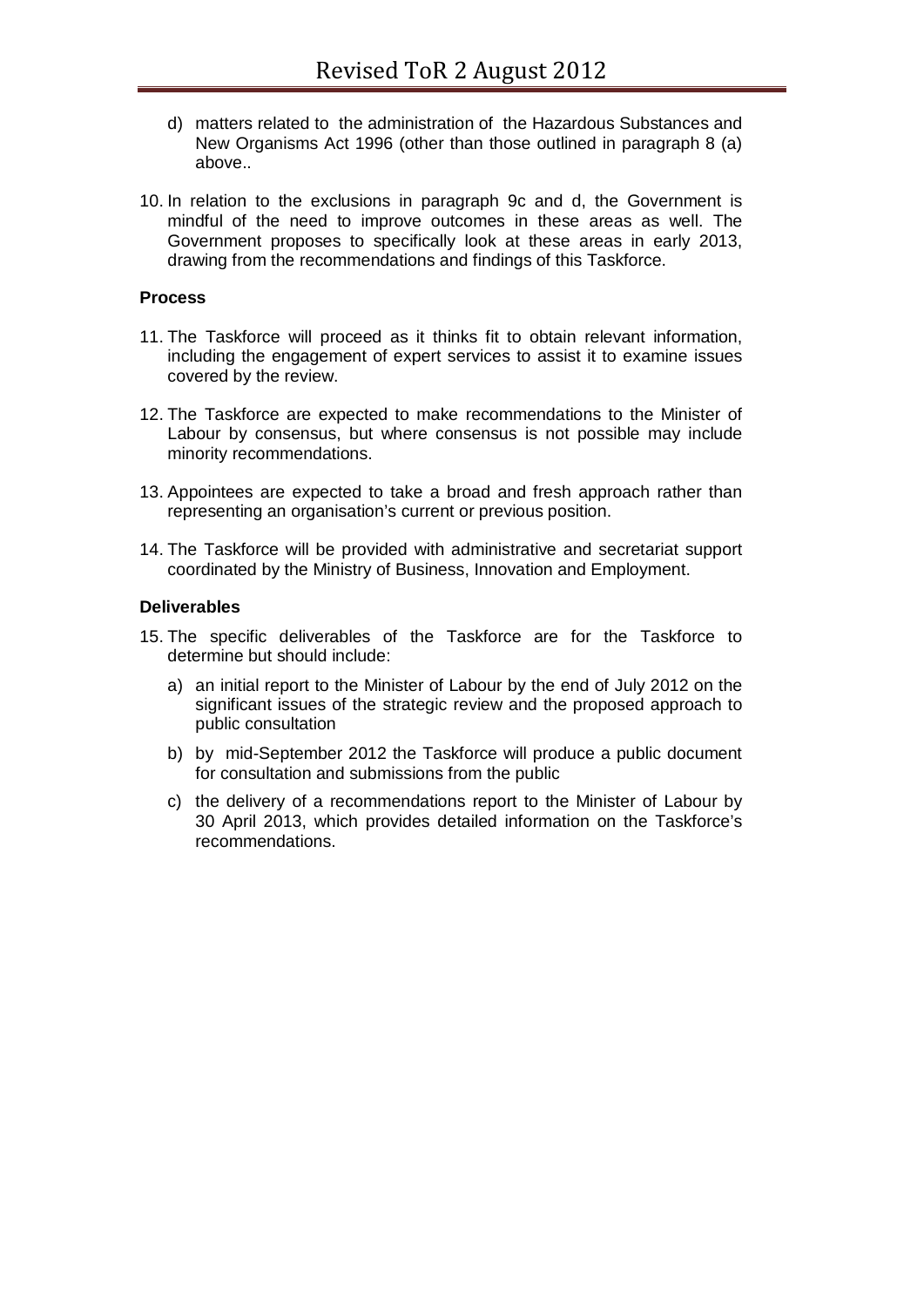d) matters related to the administration of the Hazardous Substances and New Organisms Act 1996 (other than those outlined in paragraph 8 (a) above..

10. In relation to the exclusions in paragraph 9c and d, the Government is mindful of the need to improve outcomes in these areas as well. The Government proposes to specifically look at these areas in early 2013, drawing from the recommendations and findings of this Taskforce.

**Process**

11. The Taskforce will proceed as it thinks fit to obtain relevant information, including the engagement of expert services to assist it to examine issues covered by the review.

12. The Taskforce are expected to make recommendations to the Minister of Labour by consensus, but where consensus is not possible may include minority recommendations.

13. Appointees are expected to take a broad and fresh approach rather than representing an organisation's current or previous position.

14. The Taskforce will be provided with administrative and secretariat support coordinated by the Ministry of Business, Innovation and Employment.

**Deliverables**

15. The specific deliverables of the Taskforce are for the Taskforce to determine but should include:

    a) an initial report to the Minister of Labour by the end of July 2012 on the significant issues of the strategic review and the proposed approach to public consultation

    b) by mid-September 2012 the Taskforce will produce a public document for consultation and submissions from the public

    c) the delivery of a recommendations report to the Minister of Labour by 30 April 2013, which provides detailed information on the Taskforce's recommendations.